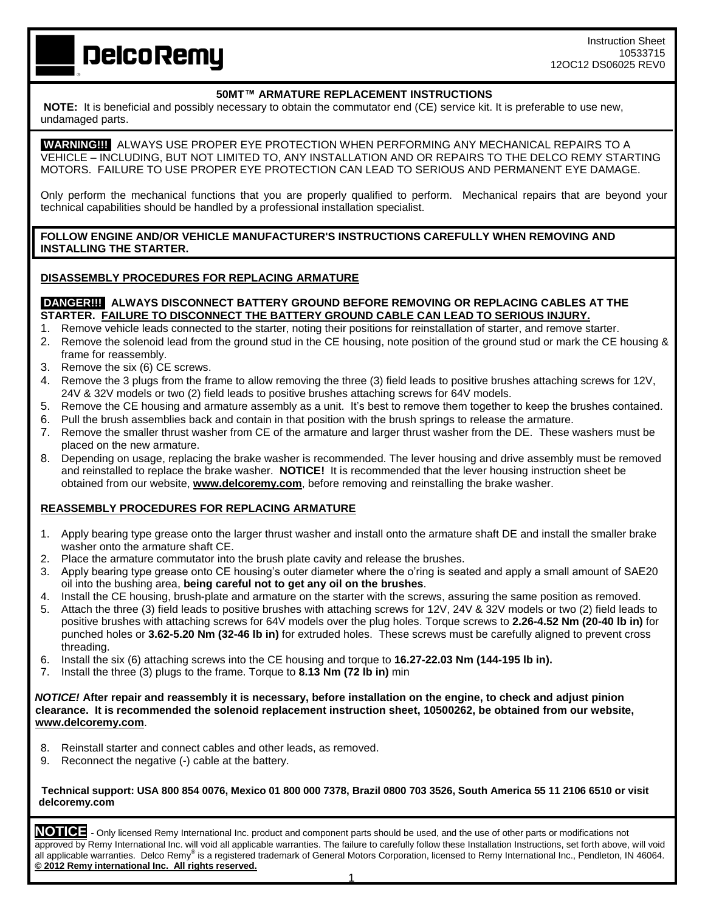DelcoRemy

Instruction Sheet
10533715
12OC12 DS06025 REV0

## 50MT™ ARMATURE REPLACEMENT INSTRUCTIONS

**NOTE:** It is beneficial and possibly necessary to obtain the commutator end (CE) service kit. It is preferable to use new, undamaged parts.

**WARNING!!!** ALWAYS USE PROPER EYE PROTECTION WHEN PERFORMING ANY MECHANICAL REPAIRS TO A VEHICLE – INCLUDING, BUT NOT LIMITED TO, ANY INSTALLATION AND OR REPAIRS TO THE DELCO REMY STARTING MOTORS. FAILURE TO USE PROPER EYE PROTECTION CAN LEAD TO SERIOUS AND PERMANENT EYE DAMAGE.

Only perform the mechanical functions that you are properly qualified to perform. Mechanical repairs that are beyond your technical capabilities should be handled by a professional installation specialist.

**FOLLOW ENGINE AND/OR VEHICLE MANUFACTURER'S INSTRUCTIONS CAREFULLY WHEN REMOVING AND INSTALLING THE STARTER.**

### DISASSEMBLY PROCEDURES FOR REPLACING ARMATURE

**DANGER!!! ALWAYS DISCONNECT BATTERY GROUND BEFORE REMOVING OR REPLACING CABLES AT THE STARTER. FAILURE TO DISCONNECT THE BATTERY GROUND CABLE CAN LEAD TO SERIOUS INJURY.**

1. Remove vehicle leads connected to the starter, noting their positions for reinstallation of starter, and remove starter.
2. Remove the solenoid lead from the ground stud in the CE housing, note position of the ground stud or mark the CE housing & frame for reassembly.
3. Remove the six (6) CE screws.
4. Remove the 3 plugs from the frame to allow removing the three (3) field leads to positive brushes attaching screws for 12V, 24V & 32V models or two (2) field leads to positive brushes attaching screws for 64V models.
5. Remove the CE housing and armature assembly as a unit. It's best to remove them together to keep the brushes contained.
6. Pull the brush assemblies back and contain in that position with the brush springs to release the armature.
7. Remove the smaller thrust washer from CE of the armature and larger thrust washer from the DE. These washers must be placed on the new armature.
8. Depending on usage, replacing the brake washer is recommended. The lever housing and drive assembly must be removed and reinstalled to replace the brake washer. **NOTICE!** It is recommended that the lever housing instruction sheet be obtained from our website, **www.delcoremy.com**, before removing and reinstalling the brake washer.

### REASSEMBLY PROCEDURES FOR REPLACING ARMATURE

1. Apply bearing type grease onto the larger thrust washer and install onto the armature shaft DE and install the smaller brake washer onto the armature shaft CE.
2. Place the armature commutator into the brush plate cavity and release the brushes.
3. Apply bearing type grease onto CE housing's outer diameter where the o'ring is seated and apply a small amount of SAE20 oil into the bushing area, **being careful not to get any oil on the brushes**.
4. Install the CE housing, brush-plate and armature on the starter with the screws, assuring the same position as removed.
5. Attach the three (3) field leads to positive brushes with attaching screws for 12V, 24V & 32V models or two (2) field leads to positive brushes with attaching screws for 64V models over the plug holes. Torque screws to **2.26-4.52 Nm (20-40 lb in)** for punched holes or **3.62-5.20 Nm (32-46 lb in)** for extruded holes. These screws must be carefully aligned to prevent cross threading.
6. Install the six (6) attaching screws into the CE housing and torque to **16.27-22.03 Nm (144-195 lb in).**
7. Install the three (3) plugs to the frame. Torque to **8.13 Nm (72 lb in)** min

***NOTICE!* After repair and reassembly it is necessary, before installation on the engine, to check and adjust pinion clearance. It is recommended the solenoid replacement instruction sheet, 10500262, be obtained from our website, www.delcoremy.com**.

8. Reinstall starter and connect cables and other leads, as removed.
9. Reconnect the negative (-) cable at the battery.

**Technical support: USA 800 854 0076, Mexico 01 800 000 7378, Brazil 0800 703 3526, South America 55 11 2106 6510 or visit delcoremy.com**

**NOTICE** - Only licensed Remy International Inc. product and component parts should be used, and the use of other parts or modifications not approved by Remy International Inc. will void all applicable warranties. The failure to carefully follow these Installation Instructions, set forth above, will void all applicable warranties. Delco Remy® is a registered trademark of General Motors Corporation, licensed to Remy International Inc., Pendleton, IN 46064. **© 2012 Remy international Inc. All rights reserved.**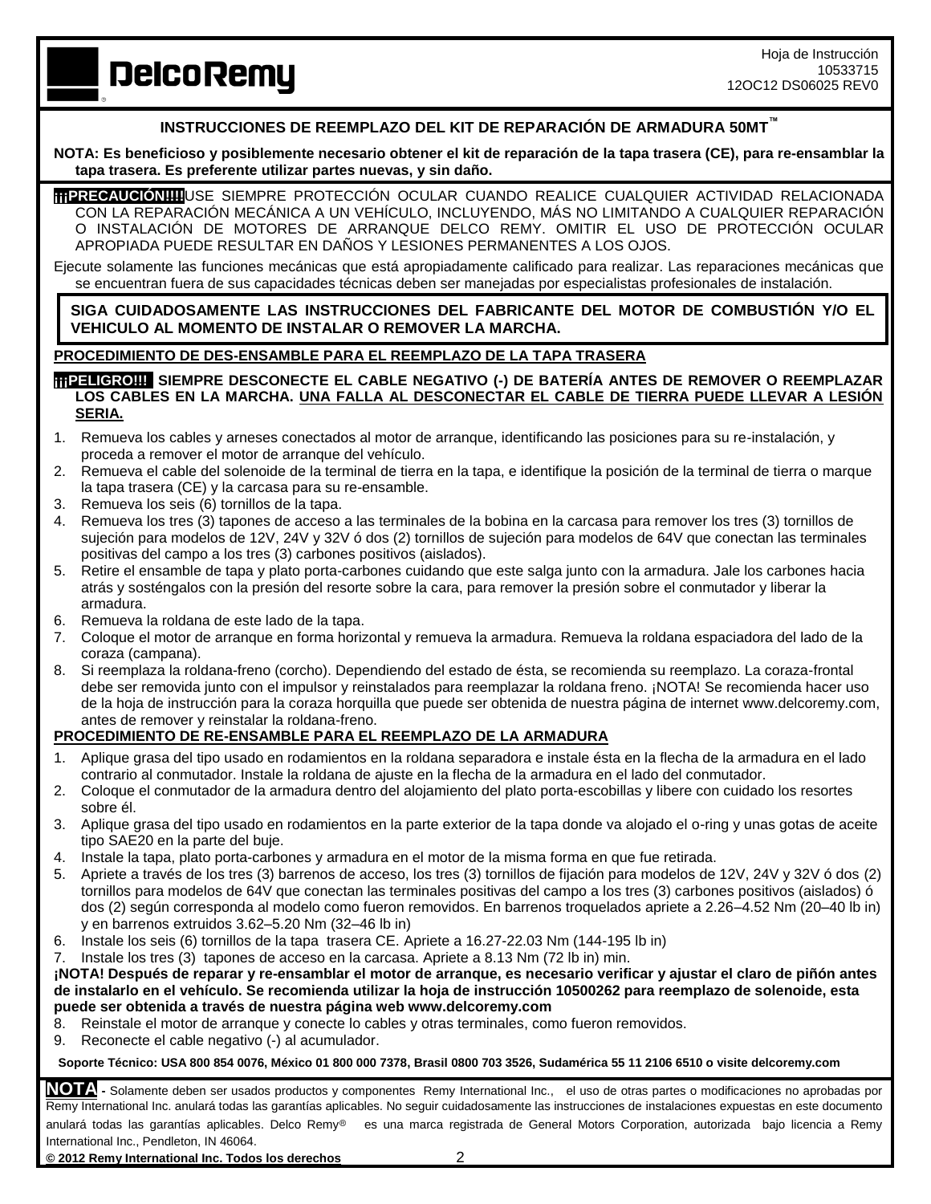**DelcoRemy**

Hoja de Instrucción
10533715
12OC12 DS06025 REV0

## INSTRUCCIONES DE REEMPLAZO DEL KIT DE REPARACIÓN DE ARMADURA 50MT™

**NOTA: Es beneficioso y posiblemente necesario obtener el kit de reparación de la tapa trasera (CE), para re-ensamblar la tapa trasera. Es preferente utilizar partes nuevas, y sin daño.**

**¡¡¡PRECAUCIÓN!!!!** USE SIEMPRE PROTECCIÓN OCULAR CUANDO REALICE CUALQUIER ACTIVIDAD RELACIONADA CON LA REPARACIÓN MECÁNICA A UN VEHÍCULO, INCLUYENDO, MÁS NO LIMITANDO A CUALQUIER REPARACIÓN O INSTALACIÓN DE MOTORES DE ARRANQUE DELCO REMY. OMITIR EL USO DE PROTECCIÓN OCULAR APROPIADA PUEDE RESULTAR EN DAÑOS Y LESIONES PERMANENTES A LOS OJOS.

Ejecute solamente las funciones mecánicas que está apropiadamente calificado para realizar. Las reparaciones mecánicas que se encuentran fuera de sus capacidades técnicas deben ser manejadas por especialistas profesionales de instalación.

**SIGA CUIDADOSAMENTE LAS INSTRUCCIONES DEL FABRICANTE DEL MOTOR DE COMBUSTIÓN Y/O EL VEHICULO AL MOMENTO DE INSTALAR O REMOVER LA MARCHA.**

### PROCEDIMIENTO DE DES-ENSAMBLE PARA EL REEMPLAZO DE LA TAPA TRASERA

**¡¡¡PELIGRO!!! SIEMPRE DESCONECTE EL CABLE NEGATIVO (-) DE BATERÍA ANTES DE REMOVER O REEMPLAZAR LOS CABLES EN LA MARCHA. UNA FALLA AL DESCONECTAR EL CABLE DE TIERRA PUEDE LLEVAR A LESIÓN SERIA.**

1. Remueva los cables y arneses conectados al motor de arranque, identificando las posiciones para su re-instalación, y proceda a remover el motor de arranque del vehículo.
2. Remueva el cable del solenoide de la terminal de tierra en la tapa, e identifique la posición de la terminal de tierra o marque la tapa trasera (CE) y la carcasa para su re-ensamble.
3. Remueva los seis (6) tornillos de la tapa.
4. Remueva los tres (3) tapones de acceso a las terminales de la bobina en la carcasa para remover los tres (3) tornillos de sujeción para modelos de 12V, 24V y 32V ó dos (2) tornillos de sujeción para modelos de 64V que conectan las terminales positivas del campo a los tres (3) carbones positivos (aislados).
5. Retire el ensamble de tapa y plato porta-carbones cuidando que este salga junto con la armadura. Jale los carbones hacia atrás y sosténgalos con la presión del resorte sobre la cara, para remover la presión sobre el conmutador y liberar la armadura.
6. Remueva la roldana de este lado de la tapa.
7. Coloque el motor de arranque en forma horizontal y remueva la armadura. Remueva la roldana espaciadora del lado de la coraza (campana).
8. Si reemplaza la roldana-freno (corcho). Dependiendo del estado de ésta, se recomienda su reemplazo. La coraza-frontal debe ser removida junto con el impulsor y reinstalados para reemplazar la roldana freno. ¡NOTA! Se recomienda hacer uso de la hoja de instrucción para la coraza horquilla que puede ser obtenida de nuestra página de internet www.delcoremy.com, antes de remover y reinstalar la roldana-freno.

### PROCEDIMIENTO DE RE-ENSAMBLE PARA EL REEMPLAZO DE LA ARMADURA

1. Aplique grasa del tipo usado en rodamientos en la roldana separadora e instale ésta en la flecha de la armadura en el lado contrario al conmutador. Instale la roldana de ajuste en la flecha de la armadura en el lado del conmutador.
2. Coloque el conmutador de la armadura dentro del alojamiento del plato porta-escobillas y libere con cuidado los resortes sobre él.
3. Aplique grasa del tipo usado en rodamientos en la parte exterior de la tapa donde va alojado el o-ring y unas gotas de aceite tipo SAE20 en la parte del buje.
4. Instale la tapa, plato porta-carbones y armadura en el motor de la misma forma en que fue retirada.
5. Apriete a través de los tres (3) barrenos de acceso, los tres (3) tornillos de fijación para modelos de 12V, 24V y 32V ó dos (2) tornillos para modelos de 64V que conectan las terminales positivas del campo a los tres (3) carbones positivos (aislados) ó dos (2) según corresponda al modelo como fueron removidos. En barrenos troquelados apriete a 2.26–4.52 Nm (20–40 lb in) y en barrenos extruidos 3.62–5.20 Nm (32–46 lb in)
6. Instale los seis (6) tornillos de la tapa trasera CE. Apriete a 16.27-22.03 Nm (144-195 lb in)
7. Instale los tres (3) tapones de acceso en la carcasa. Apriete a 8.13 Nm (72 lb in) min.

**¡NOTA! Después de reparar y re-ensamblar el motor de arranque, es necesario verificar y ajustar el claro de piñón antes de instalarlo en el vehículo. Se recomienda utilizar la hoja de instrucción 10500262 para reemplazo de solenoide, esta puede ser obtenida a través de nuestra página web www.delcoremy.com**

8. Reinstale el motor de arranque y conecte lo cables y otras terminales, como fueron removidos.
9. Reconecte el cable negativo (-) al acumulador.

**Soporte Técnico: USA 800 854 0076, México 01 800 000 7378, Brasil 0800 703 3526, Sudamérica 55 11 2106 6510 o visite delcoremy.com**

**NOTA** - Solamente deben ser usados productos y componentes Remy International Inc., el uso de otras partes o modificaciones no aprobadas por Remy International Inc. anulará todas las garantías aplicables. No seguir cuidadosamente las instrucciones de instalaciones expuestas en este documento anulará todas las garantías aplicables. Delco Remy® es una marca registrada de General Motors Corporation, autorizada bajo licencia a Remy International Inc., Pendleton, IN 46064.

**© 2012 Remy International Inc. Todos los derechos**